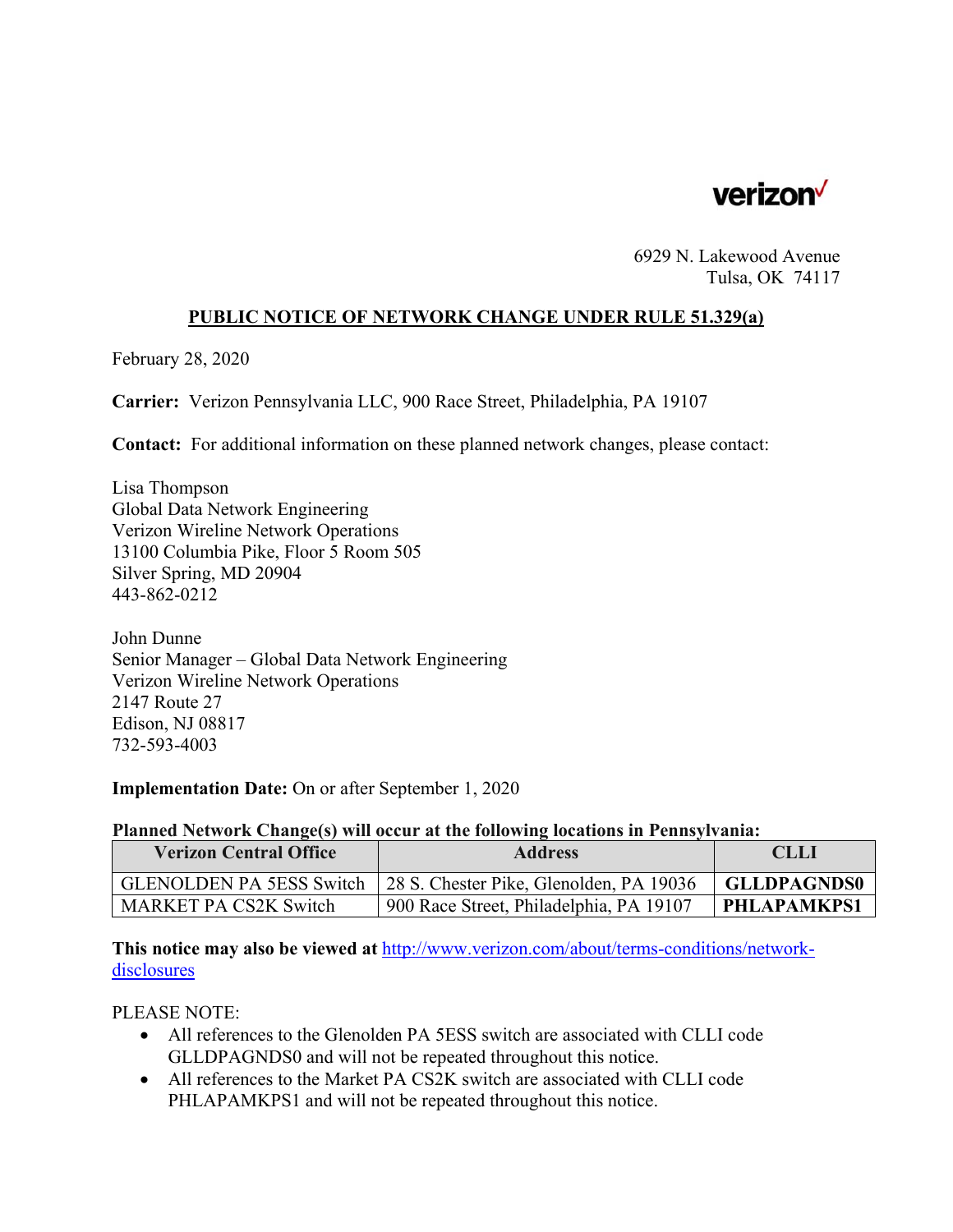verizon

6929 N. Lakewood Avenue
Tulsa, OK 74117

## PUBLIC NOTICE OF NETWORK CHANGE UNDER RULE 51.329(a)

February 28, 2020

**Carrier:** Verizon Pennsylvania LLC, 900 Race Street, Philadelphia, PA 19107

**Contact:** For additional information on these planned network changes, please contact:

Lisa Thompson
Global Data Network Engineering
Verizon Wireline Network Operations
13100 Columbia Pike, Floor 5 Room 505
Silver Spring, MD 20904
443-862-0212

John Dunne
Senior Manager – Global Data Network Engineering
Verizon Wireline Network Operations
2147 Route 27
Edison, NJ 08817
732-593-4003

**Implementation Date:** On or after September 1, 2020

**Planned Network Change(s) will occur at the following locations in Pennsylvania:**

| Verizon Central Office | Address | CLLI |
|---|---|---|
| GLENOLDEN PA 5ESS Switch | 28 S. Chester Pike, Glenolden, PA 19036 | **GLLDPAGNDS0** |
| MARKET PA CS2K Switch | 900 Race Street, Philadelphia, PA 19107 | **PHLAPAMKPS1** |

**This notice may also be viewed at** http://www.verizon.com/about/terms-conditions/network-disclosures

PLEASE NOTE:

- All references to the Glenolden PA 5ESS switch are associated with CLLI code GLLDPAGNDS0 and will not be repeated throughout this notice.
- All references to the Market PA CS2K switch are associated with CLLI code PHLAPAMKPS1 and will not be repeated throughout this notice.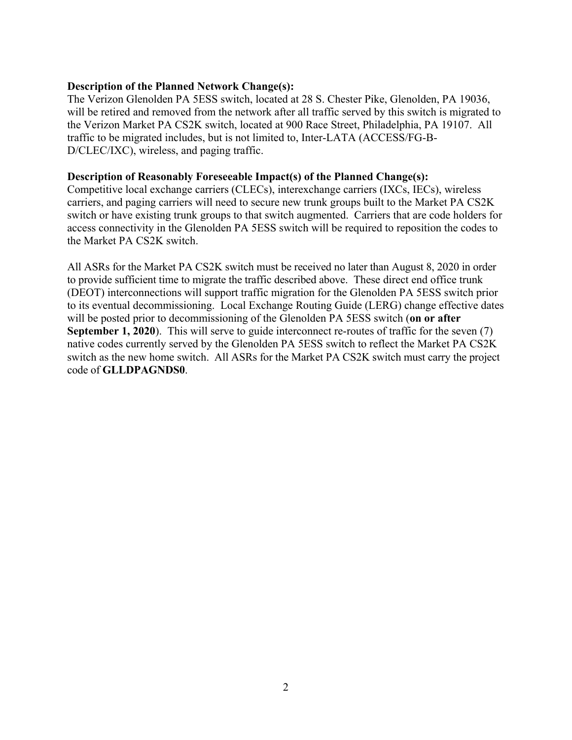**Description of the Planned Network Change(s):**

The Verizon Glenolden PA 5ESS switch, located at 28 S. Chester Pike, Glenolden, PA 19036, will be retired and removed from the network after all traffic served by this switch is migrated to the Verizon Market PA CS2K switch, located at 900 Race Street, Philadelphia, PA 19107. All traffic to be migrated includes, but is not limited to, Inter-LATA (ACCESS/FG-B-D/CLEC/IXC), wireless, and paging traffic.

**Description of Reasonably Foreseeable Impact(s) of the Planned Change(s):**

Competitive local exchange carriers (CLECs), interexchange carriers (IXCs, IECs), wireless carriers, and paging carriers will need to secure new trunk groups built to the Market PA CS2K switch or have existing trunk groups to that switch augmented. Carriers that are code holders for access connectivity in the Glenolden PA 5ESS switch will be required to reposition the codes to the Market PA CS2K switch.

All ASRs for the Market PA CS2K switch must be received no later than August 8, 2020 in order to provide sufficient time to migrate the traffic described above. These direct end office trunk (DEOT) interconnections will support traffic migration for the Glenolden PA 5ESS switch prior to its eventual decommissioning. Local Exchange Routing Guide (LERG) change effective dates will be posted prior to decommissioning of the Glenolden PA 5ESS switch (**on or after September 1, 2020**). This will serve to guide interconnect re-routes of traffic for the seven (7) native codes currently served by the Glenolden PA 5ESS switch to reflect the Market PA CS2K switch as the new home switch. All ASRs for the Market PA CS2K switch must carry the project code of **GLLDPAGNDS0**.